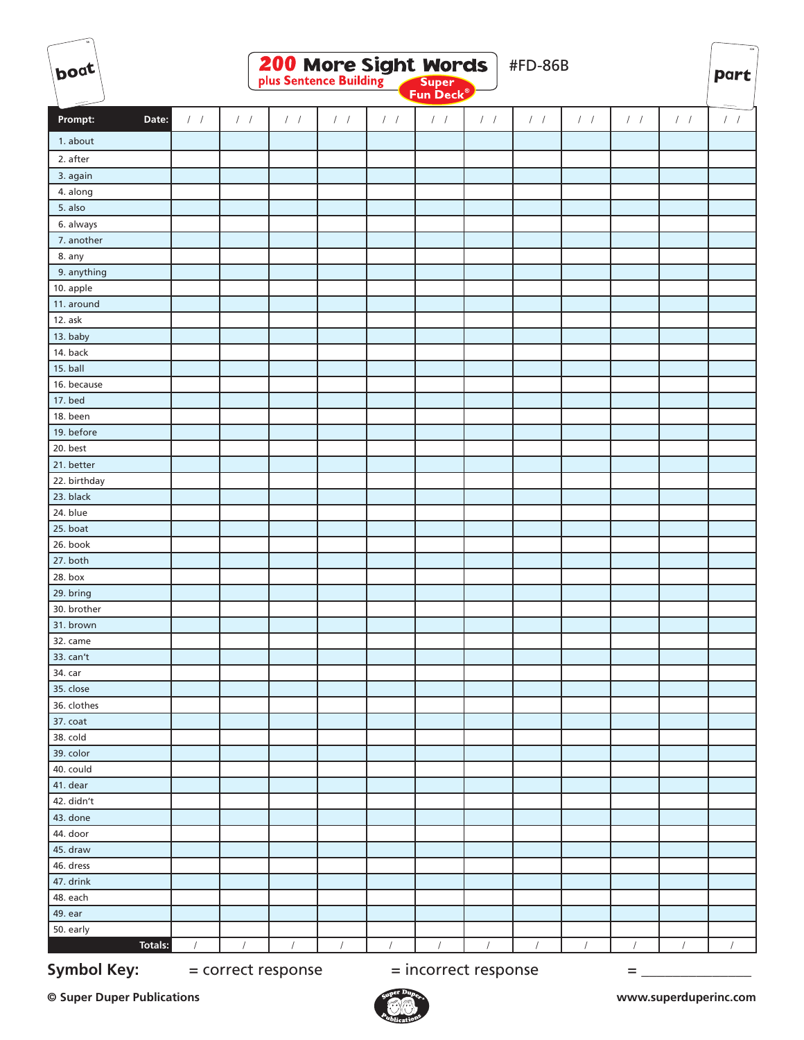# 200 More Sight Words plus Sentence Building Super Fun Deck®

#FD-86B

boat

part

| Prompt: Date: | / / | / / | / / | / / | / / | / / | / / | / / | / / | / / | / / | / / |
|---|---|---|---|---|---|---|---|---|---|---|---|---|
| 1. about | | | | | | | | | | | | |
| 2. after | | | | | | | | | | | | |
| 3. again | | | | | | | | | | | | |
| 4. along | | | | | | | | | | | | |
| 5. also | | | | | | | | | | | | |
| 6. always | | | | | | | | | | | | |
| 7. another | | | | | | | | | | | | |
| 8. any | | | | | | | | | | | | |
| 9. anything | | | | | | | | | | | | |
| 10. apple | | | | | | | | | | | | |
| 11. around | | | | | | | | | | | | |
| 12. ask | | | | | | | | | | | | |
| 13. baby | | | | | | | | | | | | |
| 14. back | | | | | | | | | | | | |
| 15. ball | | | | | | | | | | | | |
| 16. because | | | | | | | | | | | | |
| 17. bed | | | | | | | | | | | | |
| 18. been | | | | | | | | | | | | |
| 19. before | | | | | | | | | | | | |
| 20. best | | | | | | | | | | | | |
| 21. better | | | | | | | | | | | | |
| 22. birthday | | | | | | | | | | | | |
| 23. black | | | | | | | | | | | | |
| 24. blue | | | | | | | | | | | | |
| 25. boat | | | | | | | | | | | | |
| 26. book | | | | | | | | | | | | |
| 27. both | | | | | | | | | | | | |
| 28. box | | | | | | | | | | | | |
| 29. bring | | | | | | | | | | | | |
| 30. brother | | | | | | | | | | | | |
| 31. brown | | | | | | | | | | | | |
| 32. came | | | | | | | | | | | | |
| 33. can't | | | | | | | | | | | | |
| 34. car | | | | | | | | | | | | |
| 35. close | | | | | | | | | | | | |
| 36. clothes | | | | | | | | | | | | |
| 37. coat | | | | | | | | | | | | |
| 38. cold | | | | | | | | | | | | |
| 39. color | | | | | | | | | | | | |
| 40. could | | | | | | | | | | | | |
| 41. dear | | | | | | | | | | | | |
| 42. didn't | | | | | | | | | | | | |
| 43. done | | | | | | | | | | | | |
| 44. door | | | | | | | | | | | | |
| 45. draw | | | | | | | | | | | | |
| 46. dress | | | | | | | | | | | | |
| 47. drink | | | | | | | | | | | | |
| 48. each | | | | | | | | | | | | |
| 49. ear | | | | | | | | | | | | |
| 50. early | | | | | | | | | | | | |
| Totals: | / | / | / | / | / | / | / | / | / | / | / | / |

**Symbol Key:** = correct response = incorrect response = _______________

**© Super Duper Publications** **www.superduperinc.com**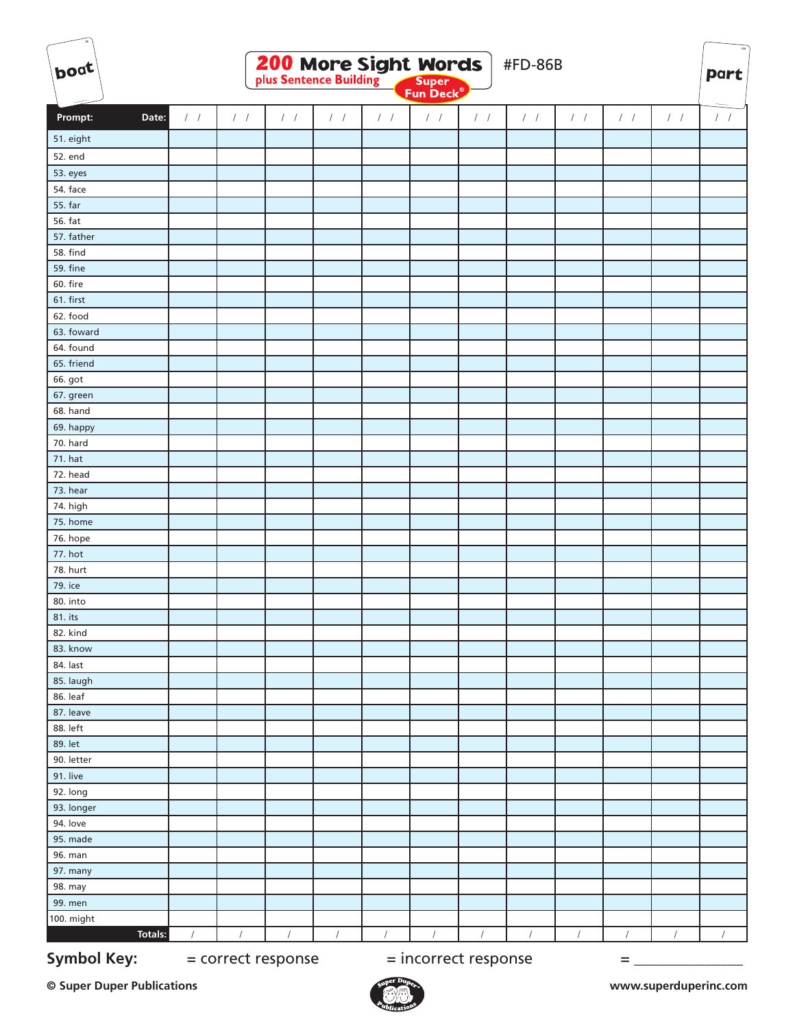boat

# 200 More Sight Words

plus Sentence Building

Super Fun Deck®

#FD-86B

part

| Prompt: Date: | / / | / / | / / | / / | / / | / / | / / | / / | / / | / / | / / | / / |
|---|---|---|---|---|---|---|---|---|---|---|---|---|
| 51. eight | | | | | | | | | | | | |
| 52. end | | | | | | | | | | | | |
| 53. eyes | | | | | | | | | | | | |
| 54. face | | | | | | | | | | | | |
| 55. far | | | | | | | | | | | | |
| 56. fat | | | | | | | | | | | | |
| 57. father | | | | | | | | | | | | |
| 58. find | | | | | | | | | | | | |
| 59. fine | | | | | | | | | | | | |
| 60. fire | | | | | | | | | | | | |
| 61. first | | | | | | | | | | | | |
| 62. food | | | | | | | | | | | | |
| 63. foward | | | | | | | | | | | | |
| 64. found | | | | | | | | | | | | |
| 65. friend | | | | | | | | | | | | |
| 66. got | | | | | | | | | | | | |
| 67. green | | | | | | | | | | | | |
| 68. hand | | | | | | | | | | | | |
| 69. happy | | | | | | | | | | | | |
| 70. hard | | | | | | | | | | | | |
| 71. hat | | | | | | | | | | | | |
| 72. head | | | | | | | | | | | | |
| 73. hear | | | | | | | | | | | | |
| 74. high | | | | | | | | | | | | |
| 75. home | | | | | | | | | | | | |
| 76. hope | | | | | | | | | | | | |
| 77. hot | | | | | | | | | | | | |
| 78. hurt | | | | | | | | | | | | |
| 79. ice | | | | | | | | | | | | |
| 80. into | | | | | | | | | | | | |
| 81. its | | | | | | | | | | | | |
| 82. kind | | | | | | | | | | | | |
| 83. know | | | | | | | | | | | | |
| 84. last | | | | | | | | | | | | |
| 85. laugh | | | | | | | | | | | | |
| 86. leaf | | | | | | | | | | | | |
| 87. leave | | | | | | | | | | | | |
| 88. left | | | | | | | | | | | | |
| 89. let | | | | | | | | | | | | |
| 90. letter | | | | | | | | | | | | |
| 91. live | | | | | | | | | | | | |
| 92. long | | | | | | | | | | | | |
| 93. longer | | | | | | | | | | | | |
| 94. love | | | | | | | | | | | | |
| 95. made | | | | | | | | | | | | |
| 96. man | | | | | | | | | | | | |
| 97. many | | | | | | | | | | | | |
| 98. may | | | | | | | | | | | | |
| 99. men | | | | | | | | | | | | |
| 100. might | | | | | | | | | | | | |
| Totals: | / | / | / | / | / | / | / | / | / | / | / | / |

**Symbol Key:** = correct response = incorrect response = _______________

© Super Duper Publications

www.superduperinc.com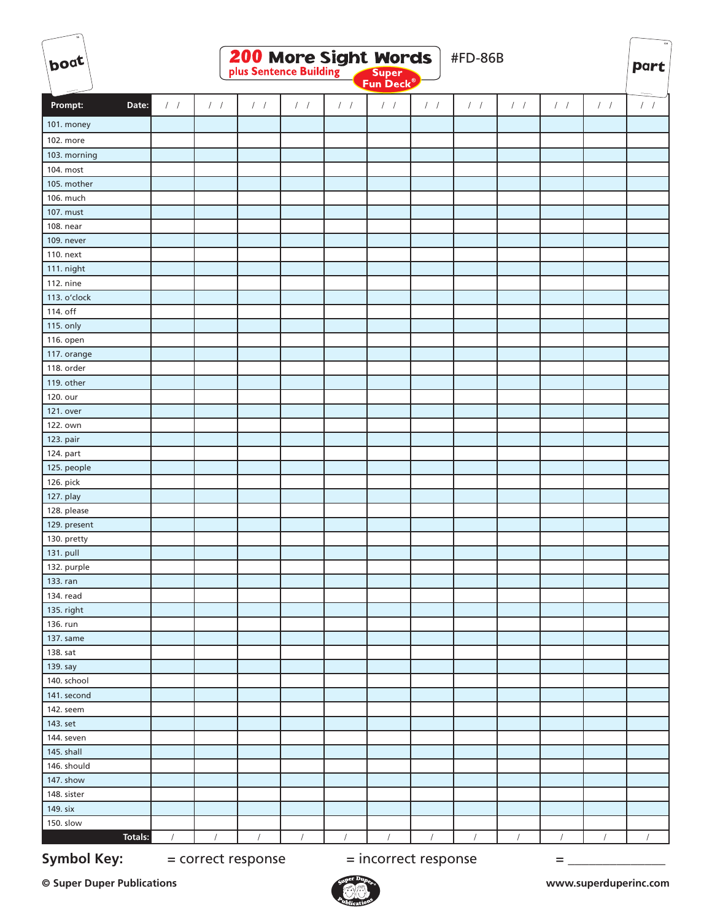boat

# 200 More Sight Words

plus Sentence Building

Super Fun Deck®

#FD-86B

part

| Prompt: Date: | / / | / / | / / | / / | / / | / / | / / | / / | / / | / / | / / | / / |
|---|---|---|---|---|---|---|---|---|---|---|---|---|
| 101. money | | | | | | | | | | | | |
| 102. more | | | | | | | | | | | | |
| 103. morning | | | | | | | | | | | | |
| 104. most | | | | | | | | | | | | |
| 105. mother | | | | | | | | | | | | |
| 106. much | | | | | | | | | | | | |
| 107. must | | | | | | | | | | | | |
| 108. near | | | | | | | | | | | | |
| 109. never | | | | | | | | | | | | |
| 110. next | | | | | | | | | | | | |
| 111. night | | | | | | | | | | | | |
| 112. nine | | | | | | | | | | | | |
| 113. o'clock | | | | | | | | | | | | |
| 114. off | | | | | | | | | | | | |
| 115. only | | | | | | | | | | | | |
| 116. open | | | | | | | | | | | | |
| 117. orange | | | | | | | | | | | | |
| 118. order | | | | | | | | | | | | |
| 119. other | | | | | | | | | | | | |
| 120. our | | | | | | | | | | | | |
| 121. over | | | | | | | | | | | | |
| 122. own | | | | | | | | | | | | |
| 123. pair | | | | | | | | | | | | |
| 124. part | | | | | | | | | | | | |
| 125. people | | | | | | | | | | | | |
| 126. pick | | | | | | | | | | | | |
| 127. play | | | | | | | | | | | | |
| 128. please | | | | | | | | | | | | |
| 129. present | | | | | | | | | | | | |
| 130. pretty | | | | | | | | | | | | |
| 131. pull | | | | | | | | | | | | |
| 132. purple | | | | | | | | | | | | |
| 133. ran | | | | | | | | | | | | |
| 134. read | | | | | | | | | | | | |
| 135. right | | | | | | | | | | | | |
| 136. run | | | | | | | | | | | | |
| 137. same | | | | | | | | | | | | |
| 138. sat | | | | | | | | | | | | |
| 139. say | | | | | | | | | | | | |
| 140. school | | | | | | | | | | | | |
| 141. second | | | | | | | | | | | | |
| 142. seem | | | | | | | | | | | | |
| 143. set | | | | | | | | | | | | |
| 144. seven | | | | | | | | | | | | |
| 145. shall | | | | | | | | | | | | |
| 146. should | | | | | | | | | | | | |
| 147. show | | | | | | | | | | | | |
| 148. sister | | | | | | | | | | | | |
| 149. six | | | | | | | | | | | | |
| 150. slow | | | | | | | | | | | | |
| Totals: | / | / | / | / | / | / | / | / | / | / | / | / |

**Symbol Key:** = correct response = incorrect response = _______________

© Super Duper Publications

www.superduperinc.com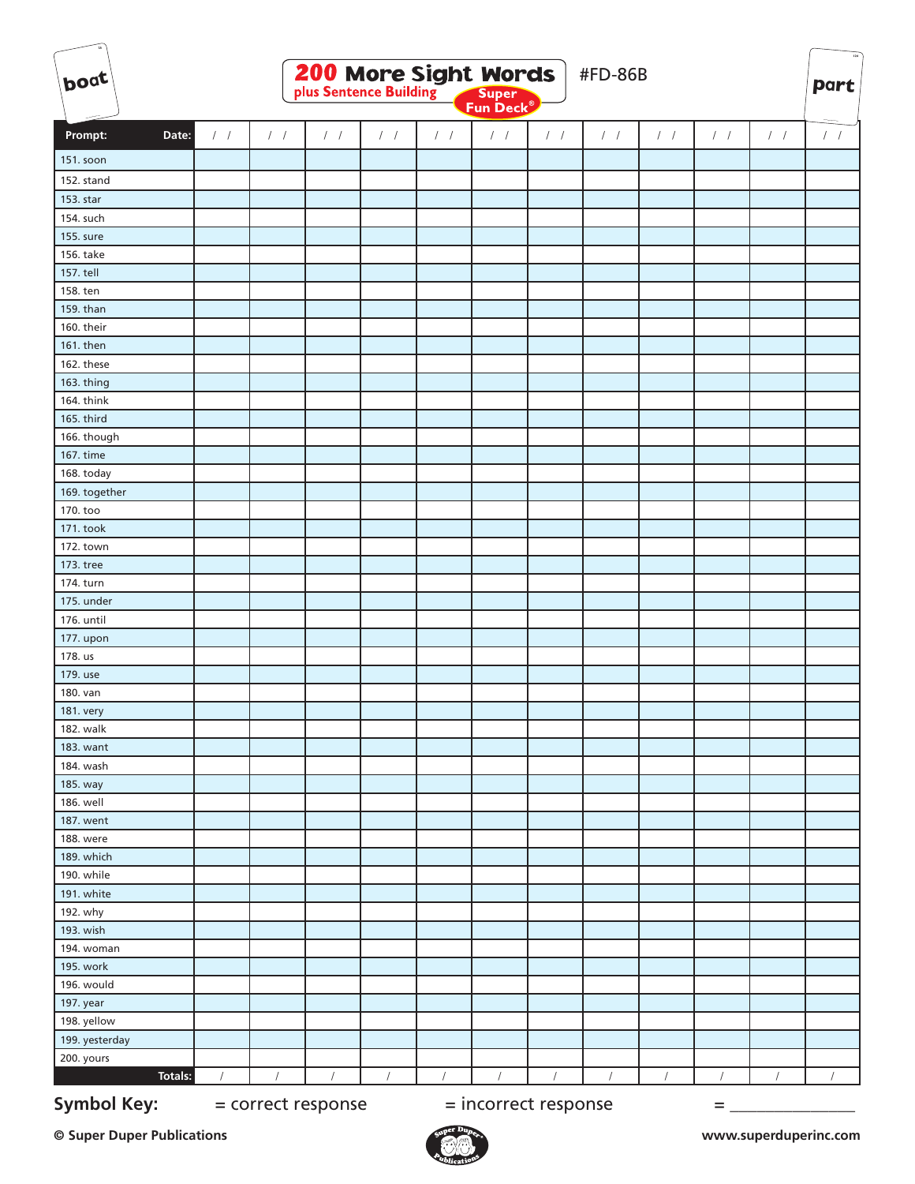boat

# 200 More Sight Words plus Sentence Building Super Fun Deck®

#FD-86B

part

| Prompt: Date: | / / | / / | / / | / / | / / | / / | / / | / / | / / | / / | / / | / / |
|---|---|---|---|---|---|---|---|---|---|---|---|---|
| 151. soon | | | | | | | | | | | | |
| 152. stand | | | | | | | | | | | | |
| 153. star | | | | | | | | | | | | |
| 154. such | | | | | | | | | | | | |
| 155. sure | | | | | | | | | | | | |
| 156. take | | | | | | | | | | | | |
| 157. tell | | | | | | | | | | | | |
| 158. ten | | | | | | | | | | | | |
| 159. than | | | | | | | | | | | | |
| 160. their | | | | | | | | | | | | |
| 161. then | | | | | | | | | | | | |
| 162. these | | | | | | | | | | | | |
| 163. thing | | | | | | | | | | | | |
| 164. think | | | | | | | | | | | | |
| 165. third | | | | | | | | | | | | |
| 166. though | | | | | | | | | | | | |
| 167. time | | | | | | | | | | | | |
| 168. today | | | | | | | | | | | | |
| 169. together | | | | | | | | | | | | |
| 170. too | | | | | | | | | | | | |
| 171. took | | | | | | | | | | | | |
| 172. town | | | | | | | | | | | | |
| 173. tree | | | | | | | | | | | | |
| 174. turn | | | | | | | | | | | | |
| 175. under | | | | | | | | | | | | |
| 176. until | | | | | | | | | | | | |
| 177. upon | | | | | | | | | | | | |
| 178. us | | | | | | | | | | | | |
| 179. use | | | | | | | | | | | | |
| 180. van | | | | | | | | | | | | |
| 181. very | | | | | | | | | | | | |
| 182. walk | | | | | | | | | | | | |
| 183. want | | | | | | | | | | | | |
| 184. wash | | | | | | | | | | | | |
| 185. way | | | | | | | | | | | | |
| 186. well | | | | | | | | | | | | |
| 187. went | | | | | | | | | | | | |
| 188. were | | | | | | | | | | | | |
| 189. which | | | | | | | | | | | | |
| 190. while | | | | | | | | | | | | |
| 191. white | | | | | | | | | | | | |
| 192. why | | | | | | | | | | | | |
| 193. wish | | | | | | | | | | | | |
| 194. woman | | | | | | | | | | | | |
| 195. work | | | | | | | | | | | | |
| 196. would | | | | | | | | | | | | |
| 197. year | | | | | | | | | | | | |
| 198. yellow | | | | | | | | | | | | |
| 199. yesterday | | | | | | | | | | | | |
| 200. yours | | | | | | | | | | | | |
| Totals: | / | / | / | / | / | / | / | / | / | / | / | / |

**Symbol Key:** = correct response = incorrect response = _______________

© Super Duper Publications www.superduperinc.com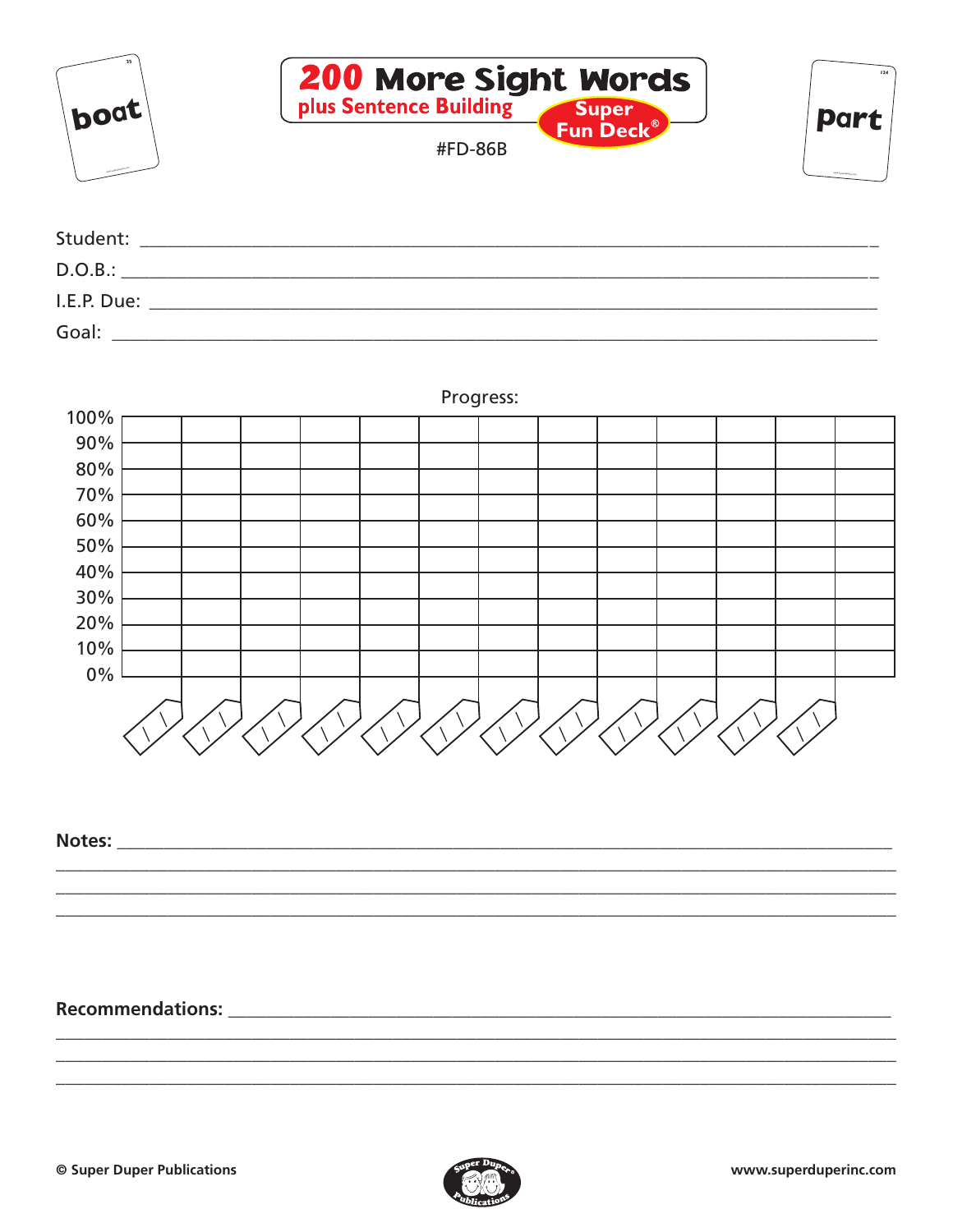boat

# 200 More Sight Words

plus Sentence Building

Super Fun Deck®

#FD-86B

part

Student: ______________________________

D.O.B.: ______________________________

I.E.P. Due: ______________________________

Goal: ______________________________

Progress:

100%
90%
80%
70%
60%
50%
40%
30%
20%
10%
0%

**Notes:** ______________________________

______________________________

______________________________

______________________________

**Recommendations:** ______________________________

______________________________

______________________________

______________________________

**© Super Duper Publications**

**www.superduperinc.com**